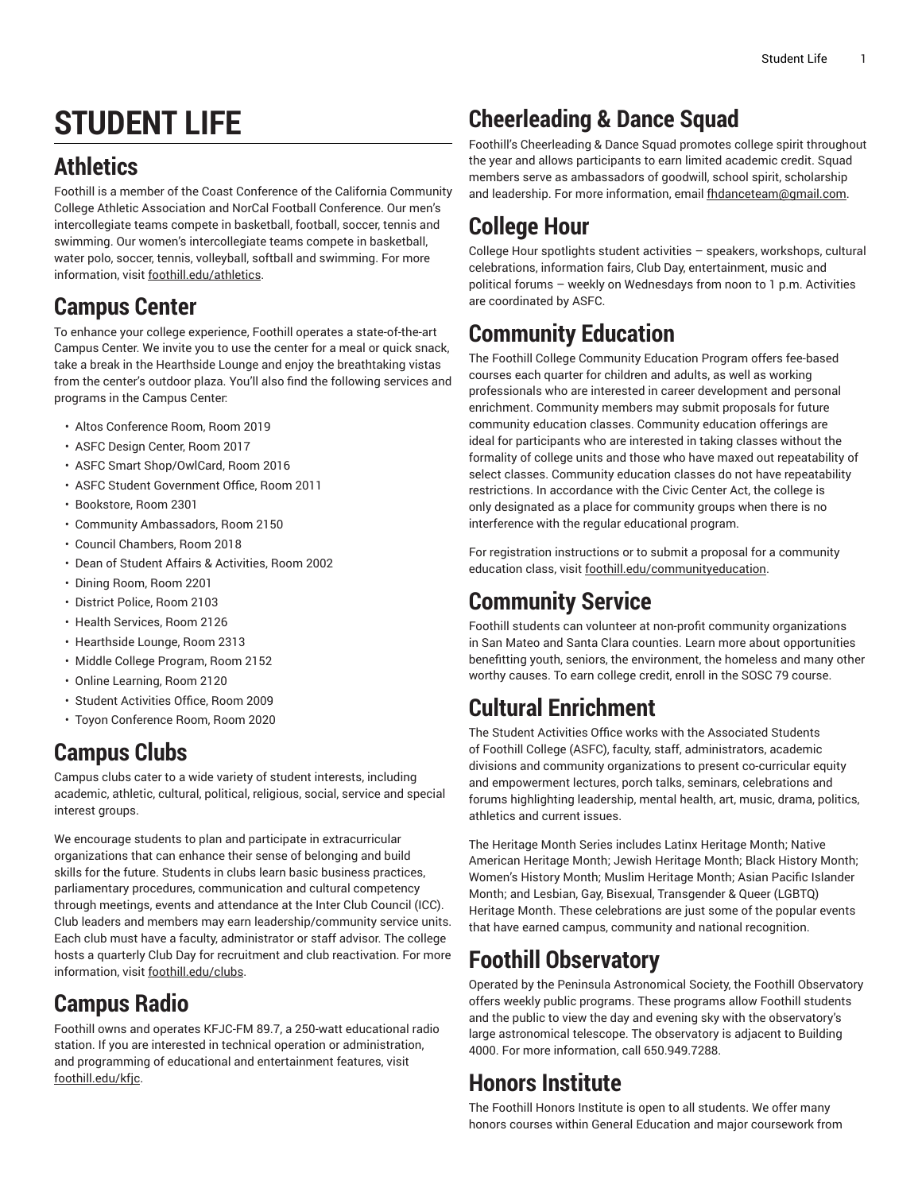# STUDENT LIFE

## Athletics

Foothill is a member of the Coast Conference of the California Community College Athletic Association and NorCal Football Conference. Our men's intercollegiate teams compete in basketball, football, soccer, tennis and swimming. Our women's intercollegiate teams compete in basketball, water polo, soccer, tennis, volleyball, softball and swimming. For more information, visit foothill.edu/athletics.

## Campus Center

To enhance your college experience, Foothill operates a state-of-the-art Campus Center. We invite you to use the center for a meal or quick snack, take a break in the Hearthside Lounge and enjoy the breathtaking vistas from the center's outdoor plaza. You'll also find the following services and programs in the Campus Center:

- Altos Conference Room, Room 2019
- ASFC Design Center, Room 2017
- ASFC Smart Shop/OwlCard, Room 2016
- ASFC Student Government Office, Room 2011
- Bookstore, Room 2301
- Community Ambassadors, Room 2150
- Council Chambers, Room 2018
- Dean of Student Affairs & Activities, Room 2002
- Dining Room, Room 2201
- District Police, Room 2103
- Health Services, Room 2126
- Hearthside Lounge, Room 2313
- Middle College Program, Room 2152
- Online Learning, Room 2120
- Student Activities Office, Room 2009
- Toyon Conference Room, Room 2020

## Campus Clubs

Campus clubs cater to a wide variety of student interests, including academic, athletic, cultural, political, religious, social, service and special interest groups.

We encourage students to plan and participate in extracurricular organizations that can enhance their sense of belonging and build skills for the future. Students in clubs learn basic business practices, parliamentary procedures, communication and cultural competency through meetings, events and attendance at the Inter Club Council (ICC). Club leaders and members may earn leadership/community service units. Each club must have a faculty, administrator or staff advisor. The college hosts a quarterly Club Day for recruitment and club reactivation. For more information, visit foothill.edu/clubs.

## Campus Radio

Foothill owns and operates KFJC-FM 89.7, a 250-watt educational radio station. If you are interested in technical operation or administration, and programming of educational and entertainment features, visit foothill.edu/kfjc.

## Cheerleading & Dance Squad

Foothill's Cheerleading & Dance Squad promotes college spirit throughout the year and allows participants to earn limited academic credit. Squad members serve as ambassadors of goodwill, school spirit, scholarship and leadership. For more information, email fhdanceteam@gmail.com.

## College Hour

College Hour spotlights student activities – speakers, workshops, cultural celebrations, information fairs, Club Day, entertainment, music and political forums – weekly on Wednesdays from noon to 1 p.m. Activities are coordinated by ASFC.

## Community Education

The Foothill College Community Education Program offers fee-based courses each quarter for children and adults, as well as working professionals who are interested in career development and personal enrichment. Community members may submit proposals for future community education classes. Community education offerings are ideal for participants who are interested in taking classes without the formality of college units and those who have maxed out repeatability of select classes. Community education classes do not have repeatability restrictions. In accordance with the Civic Center Act, the college is only designated as a place for community groups when there is no interference with the regular educational program.

For registration instructions or to submit a proposal for a community education class, visit foothill.edu/communityeducation.

## Community Service

Foothill students can volunteer at non-profit community organizations in San Mateo and Santa Clara counties. Learn more about opportunities benefitting youth, seniors, the environment, the homeless and many other worthy causes. To earn college credit, enroll in the SOSC 79 course.

## Cultural Enrichment

The Student Activities Office works with the Associated Students of Foothill College (ASFC), faculty, staff, administrators, academic divisions and community organizations to present co-curricular equity and empowerment lectures, porch talks, seminars, celebrations and forums highlighting leadership, mental health, art, music, drama, politics, athletics and current issues.

The Heritage Month Series includes Latinx Heritage Month; Native American Heritage Month; Jewish Heritage Month; Black History Month; Women's History Month; Muslim Heritage Month; Asian Pacific Islander Month; and Lesbian, Gay, Bisexual, Transgender & Queer (LGBTQ) Heritage Month. These celebrations are just some of the popular events that have earned campus, community and national recognition.

## Foothill Observatory

Operated by the Peninsula Astronomical Society, the Foothill Observatory offers weekly public programs. These programs allow Foothill students and the public to view the day and evening sky with the observatory's large astronomical telescope. The observatory is adjacent to Building 4000. For more information, call 650.949.7288.

## Honors Institute

The Foothill Honors Institute is open to all students. We offer many honors courses within General Education and major coursework from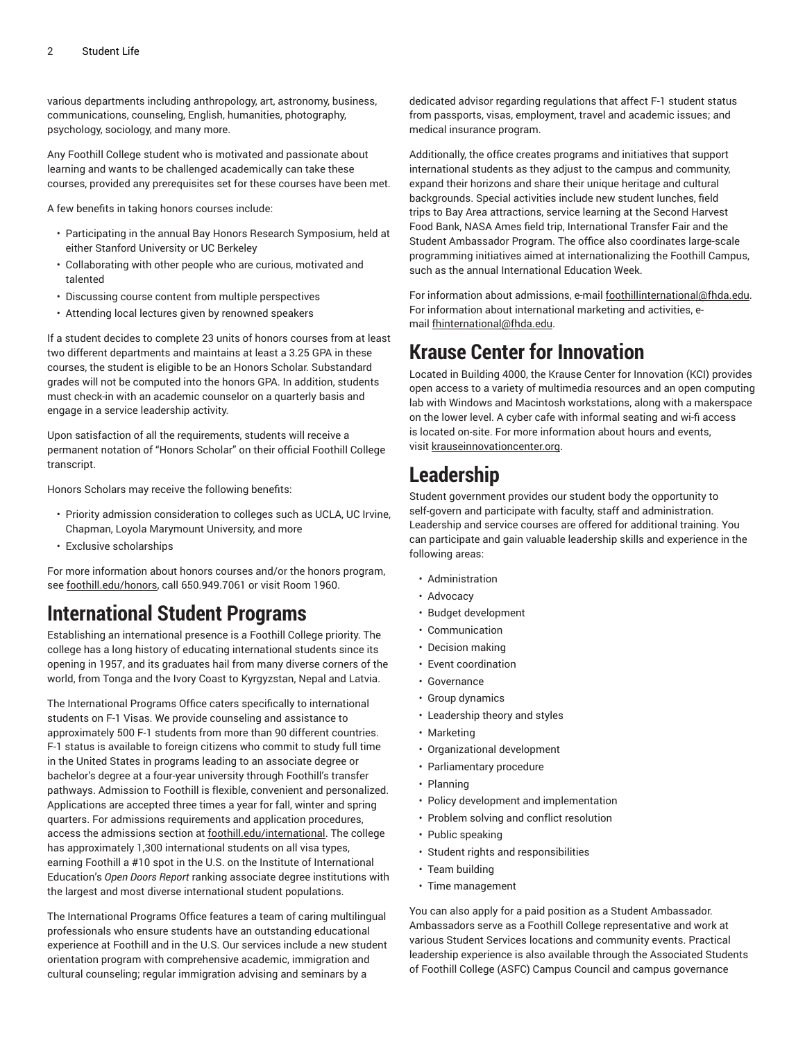various departments including anthropology, art, astronomy, business, communications, counseling, English, humanities, photography, psychology, sociology, and many more.

Any Foothill College student who is motivated and passionate about learning and wants to be challenged academically can take these courses, provided any prerequisites set for these courses have been met.

A few benefits in taking honors courses include:

- Participating in the annual Bay Honors Research Symposium, held at either Stanford University or UC Berkeley
- Collaborating with other people who are curious, motivated and talented
- Discussing course content from multiple perspectives
- Attending local lectures given by renowned speakers

If a student decides to complete 23 units of honors courses from at least two different departments and maintains at least a 3.25 GPA in these courses, the student is eligible to be an Honors Scholar. Substandard grades will not be computed into the honors GPA. In addition, students must check-in with an academic counselor on a quarterly basis and engage in a service leadership activity.

Upon satisfaction of all the requirements, students will receive a permanent notation of "Honors Scholar" on their official Foothill College transcript.

Honors Scholars may receive the following benefits:

- Priority admission consideration to colleges such as UCLA, UC Irvine, Chapman, Loyola Marymount University, and more
- Exclusive scholarships

For more information about honors courses and/or the honors program, see foothill.edu/honors, call 650.949.7061 or visit Room 1960.

# International Student Programs

Establishing an international presence is a Foothill College priority. The college has a long history of educating international students since its opening in 1957, and its graduates hail from many diverse corners of the world, from Tonga and the Ivory Coast to Kyrgyzstan, Nepal and Latvia.

The International Programs Office caters specifically to international students on F-1 Visas. We provide counseling and assistance to approximately 500 F-1 students from more than 90 different countries. F-1 status is available to foreign citizens who commit to study full time in the United States in programs leading to an associate degree or bachelor's degree at a four-year university through Foothill's transfer pathways. Admission to Foothill is flexible, convenient and personalized. Applications are accepted three times a year for fall, winter and spring quarters. For admissions requirements and application procedures, access the admissions section at foothill.edu/international. The college has approximately 1,300 international students on all visa types, earning Foothill a #10 spot in the U.S. on the Institute of International Education's *Open Doors Report* ranking associate degree institutions with the largest and most diverse international student populations.

The International Programs Office features a team of caring multilingual professionals who ensure students have an outstanding educational experience at Foothill and in the U.S. Our services include a new student orientation program with comprehensive academic, immigration and cultural counseling; regular immigration advising and seminars by a dedicated advisor regarding regulations that affect F-1 student status from passports, visas, employment, travel and academic issues; and medical insurance program.

Additionally, the office creates programs and initiatives that support international students as they adjust to the campus and community, expand their horizons and share their unique heritage and cultural backgrounds. Special activities include new student lunches, field trips to Bay Area attractions, service learning at the Second Harvest Food Bank, NASA Ames field trip, International Transfer Fair and the Student Ambassador Program. The office also coordinates large-scale programming initiatives aimed at internationalizing the Foothill Campus, such as the annual International Education Week.

For information about admissions, e-mail foothillinternational@fhda.edu. For information about international marketing and activities, e-mail fhinternational@fhda.edu.

# Krause Center for Innovation

Located in Building 4000, the Krause Center for Innovation (KCI) provides open access to a variety of multimedia resources and an open computing lab with Windows and Macintosh workstations, along with a makerspace on the lower level. A cyber cafe with informal seating and wi-fi access is located on-site. For more information about hours and events, visit krauseinnovationcenter.org.

# Leadership

Student government provides our student body the opportunity to self-govern and participate with faculty, staff and administration. Leadership and service courses are offered for additional training. You can participate and gain valuable leadership skills and experience in the following areas:

- Administration
- Advocacy
- Budget development
- Communication
- Decision making
- Event coordination
- Governance
- Group dynamics
- Leadership theory and styles
- Marketing
- Organizational development
- Parliamentary procedure
- Planning
- Policy development and implementation
- Problem solving and conflict resolution
- Public speaking
- Student rights and responsibilities
- Team building
- Time management

You can also apply for a paid position as a Student Ambassador. Ambassadors serve as a Foothill College representative and work at various Student Services locations and community events. Practical leadership experience is also available through the Associated Students of Foothill College (ASFC) Campus Council and campus governance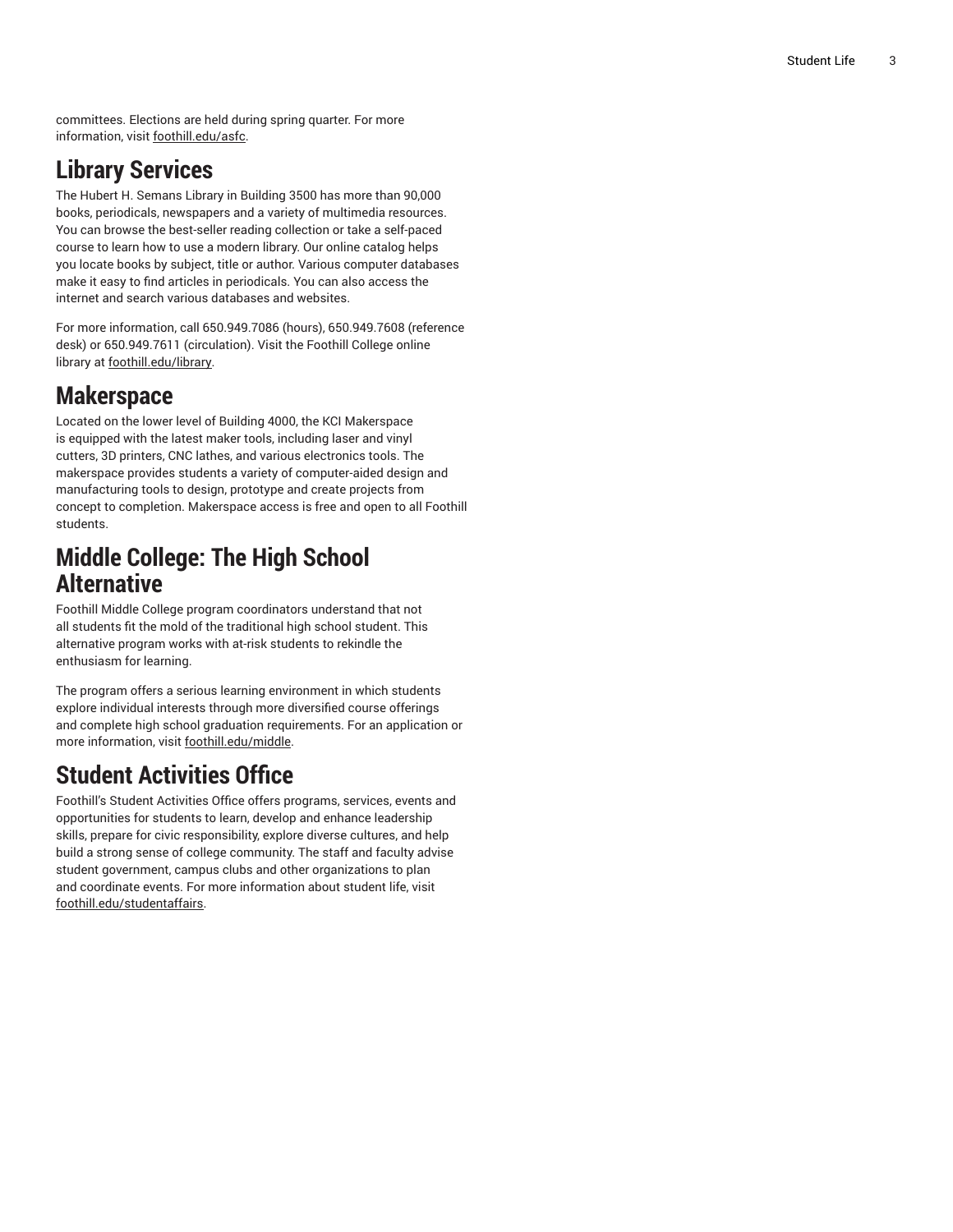committees. Elections are held during spring quarter. For more information, visit foothill.edu/asfc.

## Library Services

The Hubert H. Semans Library in Building 3500 has more than 90,000 books, periodicals, newspapers and a variety of multimedia resources. You can browse the best-seller reading collection or take a self-paced course to learn how to use a modern library. Our online catalog helps you locate books by subject, title or author. Various computer databases make it easy to find articles in periodicals. You can also access the internet and search various databases and websites.

For more information, call 650.949.7086 (hours), 650.949.7608 (reference desk) or 650.949.7611 (circulation). Visit the Foothill College online library at foothill.edu/library.

## Makerspace

Located on the lower level of Building 4000, the KCI Makerspace is equipped with the latest maker tools, including laser and vinyl cutters, 3D printers, CNC lathes, and various electronics tools. The makerspace provides students a variety of computer-aided design and manufacturing tools to design, prototype and create projects from concept to completion. Makerspace access is free and open to all Foothill students.

## Middle College: The High School Alternative

Foothill Middle College program coordinators understand that not all students fit the mold of the traditional high school student. This alternative program works with at-risk students to rekindle the enthusiasm for learning.

The program offers a serious learning environment in which students explore individual interests through more diversified course offerings and complete high school graduation requirements. For an application or more information, visit foothill.edu/middle.

## Student Activities Office

Foothill's Student Activities Office offers programs, services, events and opportunities for students to learn, develop and enhance leadership skills, prepare for civic responsibility, explore diverse cultures, and help build a strong sense of college community. The staff and faculty advise student government, campus clubs and other organizations to plan and coordinate events. For more information about student life, visit foothill.edu/studentaffairs.